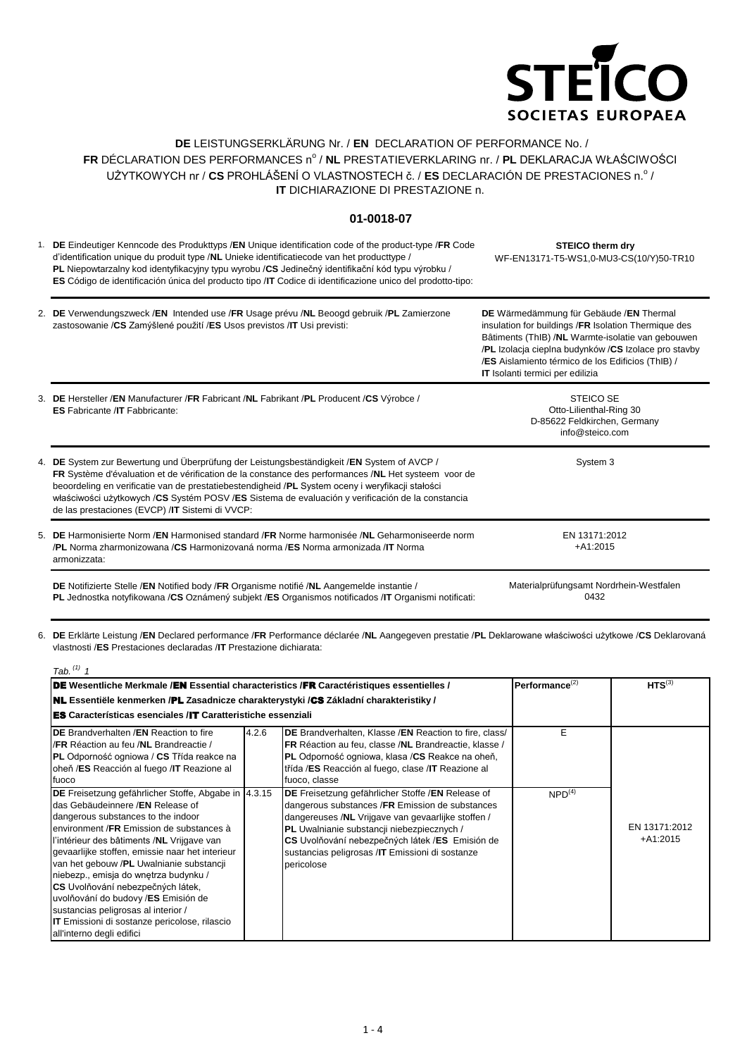STEICO SOCIETAS EUROPAEA

# DE LEISTUNGSERKLÄRUNG Nr. / EN DECLARATION OF PERFORMANCE No. / FR DÉCLARATION DES PERFORMANCES n° / NL PRESTATIEVERKLARING nr. / PL DEKLARACJA WŁAŚCIWOŚCI UŻYTKOWYCH nr / CS PROHLÁŠENÍ O VLASTNOSTECH č. / ES DECLARACIÓN DE PRESTACIONES n.° / IT DICHIARAZIONE DI PRESTAZIONE n.

## 01-0018-07

| | | |
|---|---|---|
| 1. | **DE** Eindeutiger Kenncode des Produkttyps /**EN** Unique identification code of the product-type /**FR** Code d'identification unique du produit type /**NL** Unieke identificatiecode van het producttype / **PL** Niepowtarzalny kod identyfikacyjny typu wyrobu /**CS** Jedinečný identifikační kód typu výrobku / **ES** Código de identificación única del producto tipo /**IT** Codice di identificazione unico del prodotto-tipo: | **STEICO therm dry** WF-EN13171-T5-WS1,0-MU3-CS(10/Y)50-TR10 |
| 2. | **DE** Verwendungszweck /**EN** Intended use /**FR** Usage prévu /**NL** Beoogd gebruik /**PL** Zamierzone zastosowanie /**CS** Zamýšlené použití /**ES** Usos previstos /**IT** Usi previsti: | **DE** Wärmedämmung für Gebäude /**EN** Thermal insulation for buildings /**FR** Isolation Thermique des Bâtiments (ThIB) /**NL** Warmte-isolatie van gebouwen /**PL** Izolacja cieplna budynków /**CS** Izolace pro stavby /**ES** Aislamiento térmico de los Edificios (ThIB) / **IT** Isolanti termici per edilizia |
| 3. | **DE** Hersteller /**EN** Manufacturer /**FR** Fabricant /**NL** Fabrikant /**PL** Producent /**CS** Výrobce / **ES** Fabricante /**IT** Fabbricante: | STEICO SE Otto-Lilienthal-Ring 30 D-85622 Feldkirchen, Germany info@steico.com |
| 4. | **DE** System zur Bewertung und Überprüfung der Leistungsbeständigkeit /**EN** System of AVCP / **FR** Système d'évaluation et de vérification de la constance des performances /**NL** Het systeem voor de beoordeling en verificatie van de prestatiebestendigheid /**PL** System oceny i weryfikacji stałości właściwości użytkowych /**CS** Systém POSV /**ES** Sistema de evaluación y verificación de la constancia de las prestaciones (EVCP) /**IT** Sistemi di VVCP: | System 3 |
| 5. | **DE** Harmonisierte Norm /**EN** Harmonised standard /**FR** Norme harmonisée /**NL** Geharmoniseerde norm /**PL** Norma zharmonizowana /**CS** Harmonizovaná norma /**ES** Norma armonizada /**IT** Norma armonizzata: | EN 13171:2012 +A1:2015 |
| | **DE** Notifizierte Stelle /**EN** Notified body /**FR** Organisme notifié /**NL** Aangemelde instantie / **PL** Jednostka notyfikowana /**CS** Oznámený subjekt /**ES** Organismos notificados /**IT** Organismi notificati: | Materialprüfungsamt Nordrhein-Westfalen 0432 |

6. **DE** Erklärte Leistung /**EN** Declared performance /**FR** Performance déclarée /**NL** Aangegeven prestatie /**PL** Deklarowane właściwości użytkowe /**CS** Deklarovaná vlastnosti /**ES** Prestaciones declaradas /**IT** Prestazione dichiarata:

*Tab.* [(1)] *1*

| **DE Wesentliche Merkmale /EN Essential characteristics /FR Caractéristiques essentielles / NL Essentiële kenmerken /PL Zasadnicze charakterystyki /CS Základní charakteristiky / ES Características esenciales /IT Caratteristiche essenziali** | | | **Performance**[(2)] | **HTS**[(3)] |
|---|---|---|---|---|
| **DE** Brandverhalten /**EN** Reaction to fire /**FR** Réaction au feu /**NL** Brandreactie / **PL** Odporność ogniowa / **CS** Třída reakce na oheň /**ES** Reacción al fuego /**IT** Reazione al fuoco | 4.2.6 | **DE** Brandverhalten, Klasse /**EN** Reaction to fire, class/ **FR** Réaction au feu, classe /**NL** Brandreactie, klasse / **PL** Odporność ogniowa, klasa /**CS** Reakce na oheň, třída /**ES** Reacción al fuego, clase /**IT** Reazione al fuoco, classe | E | EN 13171:2012 +A1:2015 |
| **DE** Freisetzung gefährlicher Stoffe, Abgabe in das Gebäudeinnere /**EN** Release of dangerous substances to the indoor environment /**FR** Emission de substances à l'intérieur des bâtiments /**NL** Vrijgave van gevaarlijke stoffen, emissie naar het interieur van het gebouw /**PL** Uwalnianie substancji niebezp., emisja do wnętrza budynku / **CS** Uvolňování nebezpečných látek, uvolňování do budovy /**ES** Emisión de sustancias peligrosas al interior / **IT** Emissioni di sostanze pericolose, rilascio all'interno degli edifici | 4.3.15 | **DE** Freisetzung gefährlicher Stoffe /**EN** Release of dangerous substances /**FR** Emission de substances dangereuses /**NL** Vrijgave van gevaarlijke stoffen / **PL** Uwalnianie substancji niebezpiecznych / **CS** Uvolňování nebezpečných látek /**ES** Emisión de sustancias peligrosas /**IT** Emissioni di sostanze pericolose | NPD[(4)] | |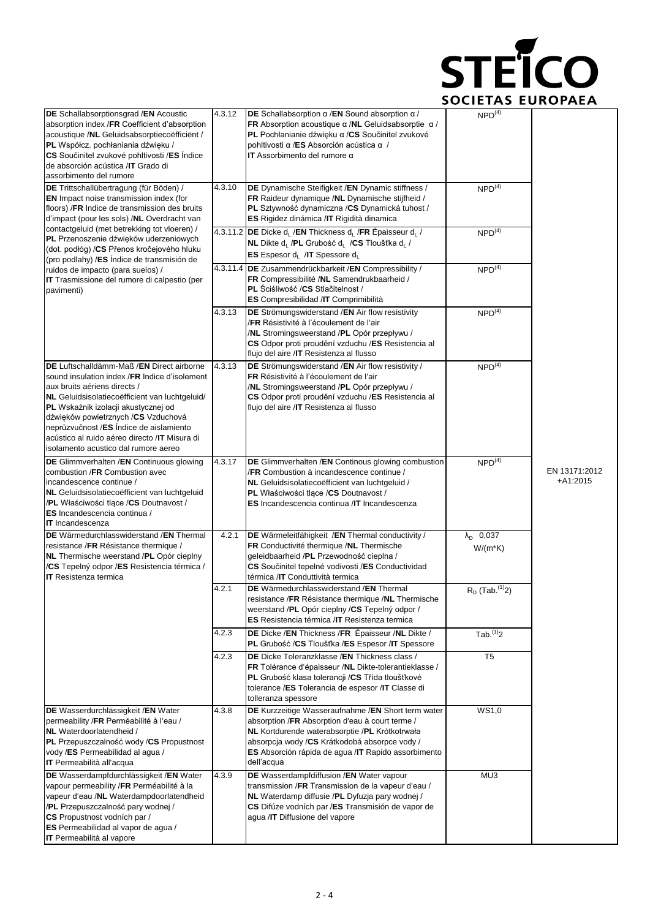| | | | | |
|---|---|---|---|---|
| **DE** Schallabsorptionsgrad /**EN** Acoustic absorption index /**FR** Coefficient d'absorption acoustique /**NL** Geluidsabsorptiecoëfficiënt / **PL** Współcz. pochłaniania dźwięku / **CS** Součinitel zvukové pohltivosti /**ES** Índice de absorción acústica /**IT** Grado di assorbimento del rumore | 4.3.12 | **DE** Schallabsorption α /**EN** Sound absorption α / **FR** Absorption acoustique α /**NL** Geluidsabsorptie α / **PL** Pochłanianie dźwięku α /**CS** Součinitel zvukové pohltivosti α /**ES** Absorción acústica α / **IT** Assorbimento del rumore α | NPD[4] | EN 13171:2012 +A1:2015 |
| **DE** Trittschallübertragung (für Böden) / **EN** Impact noise transmission index (for floors) /**FR** Indice de transmission des bruits d'impact (pour les sols) /**NL** Overdracht van contactgeluid (met betrekking tot vloeren) / **PL** Przenoszenie dźwięków uderzeniowych (dot. podłóg) /**CS** Přenos kročejového hluku (pro podlahy) /**ES** Índice de transmisión de ruidos de impacto (para suelos) / **IT** Trasmissione del rumore di calpestio (per pavimenti) | 4.3.10 | **DE** Dynamische Steifigkeit /**EN** Dynamic stiffness / **FR** Raideur dynamique /**NL** Dynamische stijfheid / **PL** Sztywność dynamiczna /**CS** Dynamická tuhost / **ES** Rigidez dinámica /**IT** Rigidità dinamica | NPD[4] | |
| | 4.3.11.2 | **DE** Dicke $d_L$ /**EN** Thickness $d_L$ /**FR** Épaisseur $d_L$ / **NL** Dikte $d_L$ /**PL** Grubość $d_L$ /**CS** Tloušťka $d_L$ / **ES** Espesor $d_L$ /**IT** Spessore $d_L$ | NPD[4] | |
| | 4.3.11.4 | **DE** Zusammendrückbarkeit /**EN** Compressibility / **FR** Compressibilité /**NL** Samendrukbaarheid / **PL** Ściśliwość /**CS** Stlačitelnost / **ES** Compresibilidad /**IT** Comprimibilità | NPD[4] | |
| | 4.3.13 | **DE** Strömungswiderstand /**EN** Air flow resistivity /**FR** Résistivité à l'écoulement de l'air /**NL** Stromingsweerstand /**PL** Opór przepływu / **CS** Odpor proti proudění vzduchu /**ES** Resistencia al flujo del aire /**IT** Resistenza al flusso | NPD[4] | |
| **DE** Luftschalldämm-Maß /**EN** Direct airborne sound insulation index /**FR** Indice d'isolement aux bruits aériens directs / **NL** Geluidsisolatiecoëfficient van luchtgeluid/ **PL** Wskaźnik izolacji akustycznej od dźwięków powietrznych /**CS** Vzduchová neprůzvučnost /**ES** Índice de aislamiento acústico al ruido aéreo directo /**IT** Misura di isolamento acustico dal rumore aereo | 4.3.13 | **DE** Strömungswiderstand /**EN** Air flow resistivity / **FR** Résistivité à l'écoulement de l'air /**NL** Stromingsweerstand /**PL** Opór przepływu / **CS** Odpor proti proudění vzduchu /**ES** Resistencia al flujo del aire /**IT** Resistenza al flusso | NPD[4] | |
| **DE** Glimmverhalten /**EN** Continuous glowing combustion /**FR** Combustion avec incandescence continue / **NL** Geluidsisolatiecoëfficient van luchtgeluid /**PL** Właściwości tlące /**CS** Doutnavost / **ES** Incandescencia continua / **IT** Incandescenza | 4.3.17 | **DE** Glimmverhalten /**EN** Continous glowing combustion /**FR** Combustion à incandescence continue / **NL** Geluidsisolatiecoëfficient van luchtgeluid / **PL** Właściwości tlące /**CS** Doutnavost / **ES** Incandescencia continua /**IT** Incandescenza | NPD[4] | |
| **DE** Wärmedurchlasswiderstand /**EN** Thermal resistance /**FR** Résistance thermique / **NL** Thermische weerstand /**PL** Opór cieplny /**CS** Tepelný odpor /**ES** Resistencia térmica / **IT** Resistenza termica | 4.2.1 | **DE** Wärmeleitfähigkeit /**EN** Thermal conductivity / **FR** Conductivité thermique /**NL** Thermische geleidbaarheid /**PL** Przewodność cieplna / **CS** Součinitel tepelné vodivosti /**ES** Conductividad térmica /**IT** Conduttività termica | $\lambda_D$ 0,037 W/(m*K) | |
| | 4.2.1 | **DE** Wärmedurchlasswiderstand /**EN** Thermal resistance /**FR** Résistance thermique /**NL** Thermische weerstand /**PL** Opór cieplny /**CS** Tepelný odpor / **ES** Resistencia térmica /**IT** Resistenza termica | $R_D$ (Tab.[1]2) | |
| | 4.2.3 | **DE** Dicke /**EN** Thickness /**FR** Épaisseur /**NL** Dikte / **PL** Grubość /**CS** Tloušťka /**ES** Espesor /**IT** Spessore | Tab.[1]2 | |
| | 4.2.3 | **DE** Dicke Toleranzklasse /**EN** Thickness class / **FR** Tolérance d'épaisseur /**NL** Dikte-tolerantieklasse / **PL** Grubość klasa tolerancji /**CS** Třída tloušťkové tolerance /**ES** Tolerancia de espesor /**IT** Classe di tolleranza spessore | T5 | |
| **DE** Wasserdurchlässigkeit /**EN** Water permeability /**FR** Perméabilité à l'eau / **NL** Waterdoorlatendheid / **PL** Przepuszczalność wody /**CS** Propustnost vody /**ES** Permeabilidad al agua / **IT** Permeabilità all'acqua | 4.3.8 | **DE** Kurzzeitige Wasseraufnahme /**EN** Short term water absorption /**FR** Absorption d'eau à court terme / **NL** Kortdurende waterabsorptie /**PL** Krótkotrwała absorpcja wody /**CS** Krátkodobá absorpce vody / **ES** Absorción rápida de agua /**IT** Rapido assorbimento dell'acqua | WS1,0 | |
| **DE** Wasserdampfdurchlässigkeit /**EN** Water vapour permeability /**FR** Perméabilité à la vapeur d'eau /**NL** Waterdampdoorlatendheid /**PL** Przepuszczalność pary wodnej / **CS** Propustnost vodních par / **ES** Permeabilidad al vapor de agua / **IT** Permeabilità al vapore | 4.3.9 | **DE** Wasserdampfdiffusion /**EN** Water vapour transmission /**FR** Transmission de la vapeur d'eau / **NL** Waterdamp diffusie /**PL** Dyfuzja pary wodnej / **CS** Difúze vodních par /**ES** Transmisión de vapor de agua /**IT** Diffusione del vapore | MU3 | |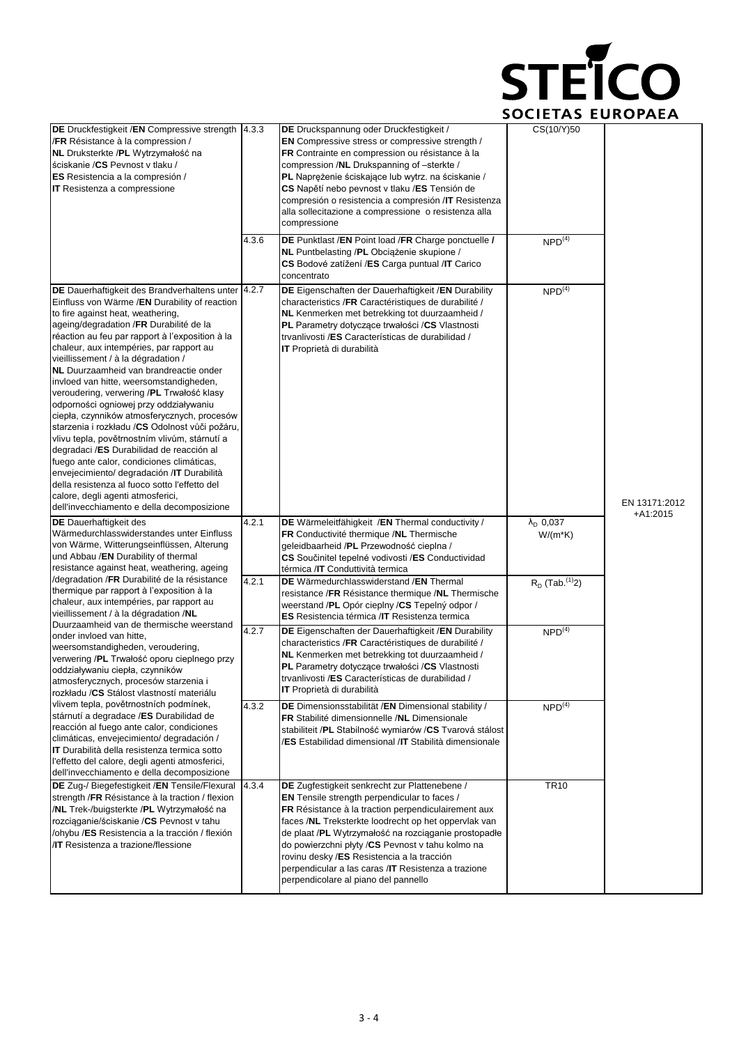STEICO SOCIETAS EUROPAEA

| | | | | |
|---|---|---|---|---|
| **DE** Druckfestigkeit /**EN** Compressive strength /**FR** Résistance à la compression / **NL** Druksterkte /**PL** Wytrzymałość na ściskanie /**CS** Pevnost v tlaku / **ES** Resistencia a la compresión / **IT** Resistenza a compressione | 4.3.3 | **DE** Druckspannung oder Druckfestigkeit / **EN** Compressive stress or compressive strength / **FR** Contrainte en compression ou résistance à la compression /**NL** Drukspanning of –sterkte / **PL** Naprężenie ściskające lub wytrz. na ściskanie / **CS** Napětí nebo pevnost v tlaku /**ES** Tensión de compresión o resistencia a compresión /**IT** Resistenza alla sollecitazione a compressione o resistenza alla compressione | CS(10/Y)50 | EN 13171:2012 +A1:2015 |
| | 4.3.6 | **DE** Punktlast /**EN** Point load /**FR** Charge ponctuelle / **NL** Puntbelasting /**PL** Obciążenie skupione / **CS** Bodové zatížení /**ES** Carga puntual /**IT** Carico concentrato | NPD(4) | |
| **DE** Dauerhaftigkeit des Brandverhaltens unter Einfluss von Wärme /**EN** Durability of reaction to fire against heat, weathering, ageing/degradation /**FR** Durabilité de la réaction au feu par rapport à l'exposition à la chaleur, aux intempéries, par rapport au vieillissement / à la dégradation / **NL** Duurzaamheid van brandreactie onder invloed van hitte, weersomstandigheden, veroudering, verwering /**PL** Trwałość klasy odporności ogniowej przy oddziaływaniu ciepła, czynników atmosferycznych, procesów starzenia i rozkładu /**CS** Odolnost vůči požáru, vlivu tepla, povětrnostním vlivům, stárnutí a degradaci /**ES** Durabilidad de reacción al fuego ante calor, condiciones climáticas, envejecimiento/ degradación /**IT** Durabilità della resistenza al fuoco sotto l'effetto del calore, degli agenti atmosferici, dell'invecchiamento e della decomposizione | 4.2.7 | **DE** Eigenschaften der Dauerhaftigkeit /**EN** Durability characteristics /**FR** Caractéristiques de durabilité / **NL** Kenmerken met betrekking tot duurzaamheid / **PL** Parametry dotyczące trwałości /**CS** Vlastnosti trvanlivosti /**ES** Características de durabilidad / **IT** Proprietà di durabilità | NPD(4) | |
| **DE** Dauerhaftigkeit des Wärmedurchlasswiderstandes unter Einfluss von Wärme, Witterungseinflüssen, Alterung und Abbau /**EN** Durability of thermal resistance against heat, weathering, ageing /degradation /**FR** Durabilité de la résistance thermique par rapport à l'exposition à la chaleur, aux intempéries, par rapport au vieillissement / à la dégradation /**NL** Duurzaamheid van de thermische weerstand onder invloed van hitte, weersomstandigheden, veroudering, verwering /**PL** Trwałość oporu cieplnego przy oddziaływaniu ciepła, czynników atmosferycznych, procesów starzenia i rozkładu /**CS** Stálost vlastností materiálu vlivem tepla, povětrnostních podmínek, stárnutí a degradace /**ES** Durabilidad de reacción al fuego ante calor, condiciones climáticas, envejecimiento/ degradación / **IT** Durabilità della resistenza termica sotto l'effetto del calore, degli agenti atmosferici, dell'invecchiamento e della decomposizione | 4.2.1 | **DE** Wärmeleitfähigkeit /**EN** Thermal conductivity / **FR** Conductivité thermique /**NL** Thermische geleidbaarheid /**PL** Przewodność cieplna / **CS** Součinitel tepelné vodivosti /**ES** Conductividad térmica /**IT** Conduttività termica | $\lambda_D$ 0,037 W/(m*K) | |
| | 4.2.1 | **DE** Wärmedurchlasswiderstand /**EN** Thermal resistance /**FR** Résistance thermique /**NL** Thermische weerstand /**PL** Opór cieplny /**CS** Tepelný odpor / **ES** Resistencia térmica /**IT** Resistenza termica | $R_D$ (Tab.(1)2) | |
| | 4.2.7 | **DE** Eigenschaften der Dauerhaftigkeit /**EN** Durability characteristics /**FR** Caractéristiques de durabilité / **NL** Kenmerken met betrekking tot duurzaamheid / **PL** Parametry dotyczące trwałości /**CS** Vlastnosti trvanlivosti /**ES** Características de durabilidad / **IT** Proprietà di durabilità | NPD(4) | |
| | 4.3.2 | **DE** Dimensionsstabilität /**EN** Dimensional stability / **FR** Stabilité dimensionnelle /**NL** Dimensionale stabiliteit /**PL** Stabilność wymiarów /**CS** Tvarová stálost /**ES** Estabilidad dimensional /**IT** Stabilità dimensionale | NPD(4) | |
| **DE** Zug-/ Biegefestigkeit /**EN** Tensile/Flexural strength /**FR** Résistance à la traction / flexion /**NL** Trek-/buigsterkte /**PL** Wytrzymałość na rozciąganie/ściskanie /**CS** Pevnost v tahu /ohybu /**ES** Resistencia a la tracción / flexión /**IT** Resistenza a trazione/flessione | 4.3.4 | **DE** Zugfestigkeit senkrecht zur Plattenebene / **EN** Tensile strength perpendicular to faces / **FR** Résistance à la traction perpendiculairement aux faces /**NL** Treksterkte loodrecht op het oppervlak van de plaat /**PL** Wytrzymałość na rozciąganie prostopadłe do powierzchni płyty /**CS** Pevnost v tahu kolmo na rovinu desky /**ES** Resistencia a la tracción perpendicular a las caras /**IT** Resistenza a trazione perpendicolare al piano del pannello | TR10 | |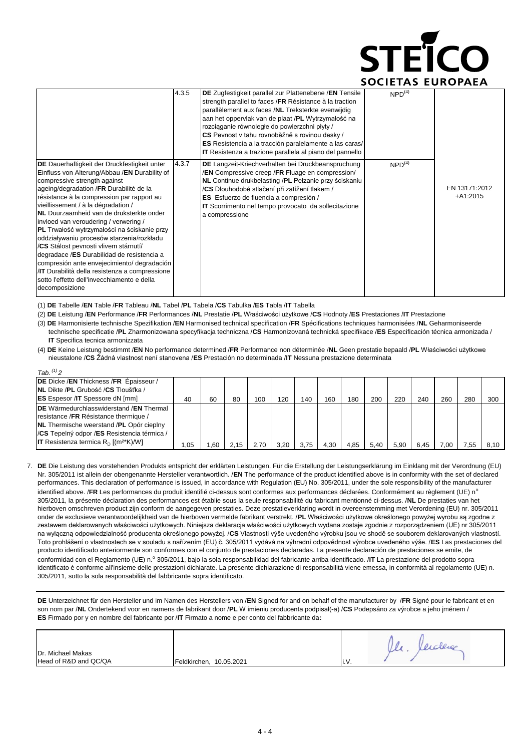| | | | | |
|---|---|---|---|---|
| | 4.3.5 | **DE** Zugfestigkeit parallel zur Plattenebene /**EN** Tensile strength parallel to faces /**FR** Résistance à la traction parallèlement aux faces /**NL** Treksterkte evenwijdig aan het oppervlak van de plaat /**PL** Wytrzymałość na rozciąganie równoległe do powierzchni płyty / **CS** Pevnost v tahu rovnoběžně s rovinou desky / **ES** Resistencia a la tracción paralelamente a las caras/ **IT** Resistenza a trazione parallela al piano del pannello | NPD[4] | EN 13171:2012 +A1:2015 |
| **DE** Dauerhaftigkeit der Druckfestigkeit unter Einfluss von Alterung/Abbau /**EN** Durability of compressive strength against ageing/degradation /**FR** Durabilité de la résistance à la compression par rapport au vieillissement / à la dégradation / **NL** Duurzaamheid van de druksterkte onder invloed van veroudering / verwering / **PL** Trwałość wytrzymałości na ściskanie przy oddziaływaniu procesów starzenia/rozkładu /**CS** Stálost pevnosti vlivem stárnutí/ degradace /**ES** Durabilidad de resistencia a compresión ante envejecimiento/ degradación /**IT** Durabilità della resistenza a compressione sotto l'effetto dell'invecchiamento e della decomposizione | 4.3.7 | **DE** Langzeit-Kriechverhalten bei Druckbeanspruchung /**EN** Compressive creep /**FR** Fluage en compression/ **NL** Continue drukbelasting /**PL** Pełzanie przy ściskaniu /**CS** Dlouhodobé stlačení při zatížení tlakem / **ES** Esfuerzo de fluencia a compresión / **IT** Scorrimento nel tempo provocato da sollecitazione a compressione | NPD[4] | |

(1) **DE** Tabelle /**EN** Table /**FR** Tableau /**NL** Tabel /**PL** Tabela /**CS** Tabulka /**ES** Tabla /**IT** Tabella

(2) **DE** Leistung /**EN** Performance /**FR** Performances /**NL** Prestatie /**PL** Właściwości użytkowe /**CS** Hodnoty /**ES** Prestaciones /**IT** Prestazione

(3) **DE** Harmonisierte technische Spezifikation /**EN** Harmonised technical specification /**FR** Spécifications techniques harmonisées /**NL** Geharmoniseerde technische specificatie /**PL** Zharmonizowana specyfikacja techniczna /**CS** Harmonizovaná technická specifikace /**ES** Especificación técnica armonizada / **IT** Specifica tecnica armonizzata

(4) **DE** Keine Leistung bestimmt /**EN** No performance determined /**FR** Performance non déterminée /**NL** Geen prestatie bepaald /**PL** Właściwości użytkowe nieustalone /**CS** Žádná vlastnost není stanovena /**ES** Prestación no determinada /**IT** Nessuna prestazione determinata

*Tab.* [1] *2*

| | | | | | | | | | | | | | | |
|---|---|---|---|---|---|---|---|---|---|---|---|---|---|---|
| **DE** Dicke /**EN** Thickness /**FR** Épaisseur / **NL** Dikte /**PL** Grubość /**CS** Tloušťka / **ES** Espesor /**IT** Spessore dN [mm] | 40 | 60 | 80 | 100 | 120 | 140 | 160 | 180 | 200 | 220 | 240 | 260 | 280 | 300 |
| **DE** Wärmedurchlasswiderstand /**EN** Thermal resistance /**FR** Résistance thermique / **NL** Thermische weerstand /**PL** Opór cieplny /**CS** Tepelný odpor /**ES** Resistencia térmica / **IT** Resistenza termica $R_D$ [(m²*K)/W] | 1,05 | 1,60 | 2,15 | 2,70 | 3,20 | 3,75 | 4,30 | 4,85 | 5,40 | 5,90 | 6,45 | 7,00 | 7,55 | 8,10 |

7. **DE** Die Leistung des vorstehenden Produkts entspricht der erklärten Leistungen. Für die Erstellung der Leistungserklärung im Einklang mit der Verordnung (EU) Nr. 305/2011 ist allein der obengenannte Hersteller verantwortlich. /**EN** The performance of the product identified above is in conformity with the set of declared performances. This declaration of performance is issued, in accordance with Regulation (EU) No. 305/2011, under the sole responsibility of the manufacturer identified above. /**FR** Les performances du produit identifié ci-dessus sont conformes aux performances déclarées. Conformément au règlement (UE) n° 305/2011, la présente déclaration des performances est établie sous la seule responsabilité du fabricant mentionné ci-dessus. /**NL** De prestaties van het hierboven omschreven product zijn conform de aangegeven prestaties. Deze prestatieverklaring wordt in overeenstemming met Verordening (EU) nr. 305/2011 onder de exclusieve verantwoordelijkheid van de hierboven vermelde fabrikant verstrekt. /**PL** Właściwości użytkowe określonego powyżej wyrobu są zgodne z zestawem deklarowanych właściwości użytkowych. Niniejsza deklaracja właściwości użytkowych wydana zostaje zgodnie z rozporządzeniem (UE) nr 305/2011 na wyłączną odpowiedzialność producenta określonego powyżej. /**CS** Vlastnosti výše uvedeného výrobku jsou ve shodě se souborem deklarovaných vlastností. Toto prohlášení o vlastnostech se v souladu s nařízením (EU) č. 305/2011 vydává na výhradní odpovědnost výrobce uvedeného výše. /**ES** Las prestaciones del producto identificado anteriormente son conformes con el conjunto de prestaciones declaradas. La presente declaración de prestaciones se emite, de conformidad con el Reglamento (UE) n.° 305/2011, bajo la sola responsabilidad del fabricante arriba identificado. /**IT** La prestazione del prodotto sopra identificato è conforme all'insieme delle prestazioni dichiarate. La presente dichiarazione di responsabilità viene emessa, in conformità al regolamento (UE) n. 305/2011, sotto la sola responsabilità del fabbricante sopra identificato.

**DE** Unterzeichnet für den Hersteller und im Namen des Herstellers von /**EN** Signed for and on behalf of the manufacturer by /**FR** Signé pour le fabricant et en son nom par /**NL** Ondertekend voor en namens de fabrikant door /**PL** W imieniu producenta podpisał(-a) /**CS** Podepsáno za výrobce a jeho jménem / **ES** Firmado por y en nombre del fabricante por /**IT** Firmato a nome e per conto del fabbricante da**:**

| | | |
|---|---|---|
| Dr. Michael Makas<br>Head of R&D and QC/QA | Feldkirchen, 10.05.2021 | i.V. |